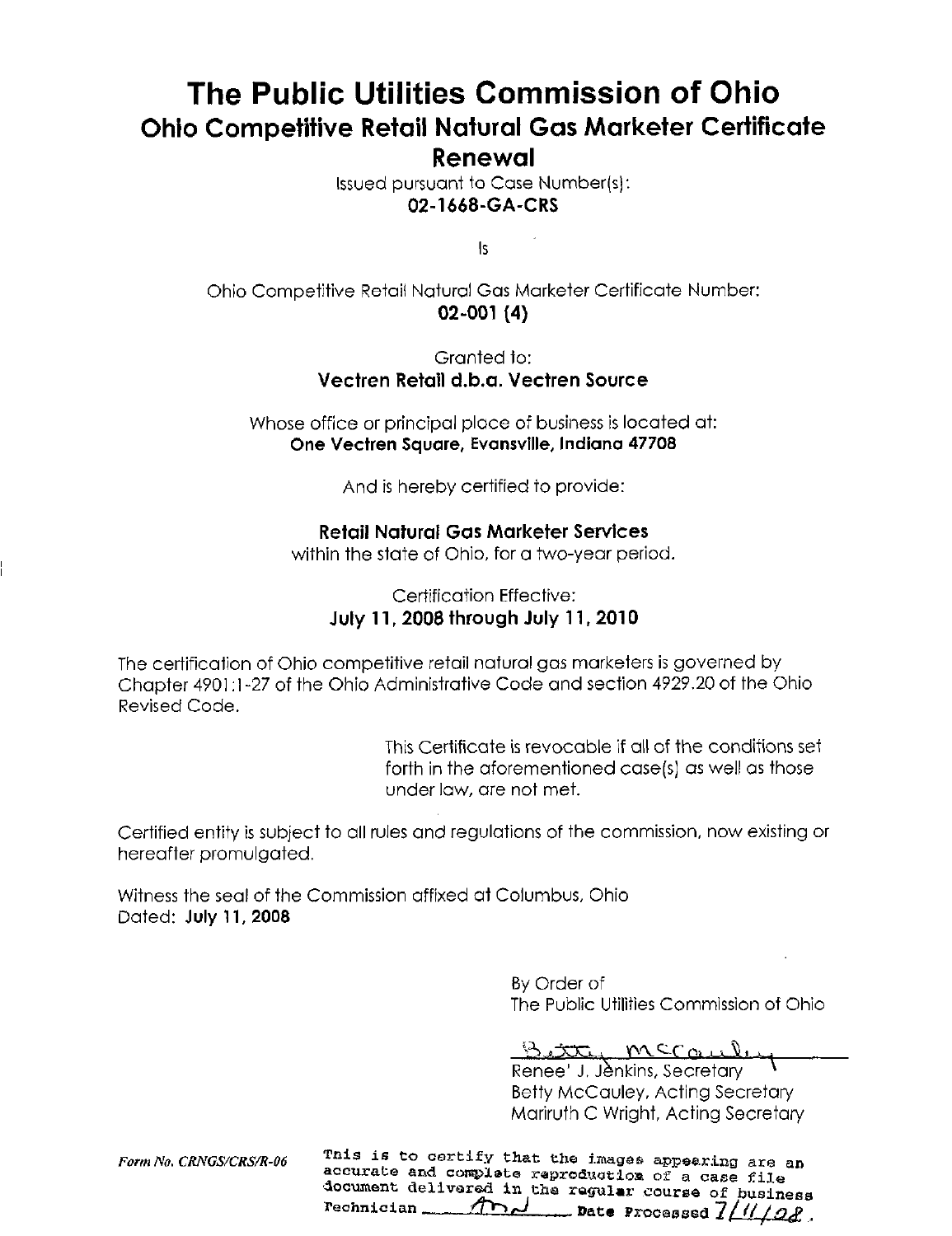# The Public Utilities Commission of Ohio

## Ohio Competitive Retail Natural Gas Marketer Certificate Renewal

Issued pursuant to Case Number(s):
**02-1668-GA-CRS**

Is

Ohio Competitive Retail Natural Gas Marketer Certificate Number:
**02-001 (4)**

Granted to:
**Vectren Retail d.b.a. Vectren Source**

Whose office or principal place of business is located at:
**One Vectren Square, Evansville, Indiana 47708**

And is hereby certified to provide:

**Retail Natural Gas Marketer Services**
within the state of Ohio, for a two-year period.

Certification Effective:
**July 11, 2008 through July 11, 2010**

The certification of Ohio competitive retail natural gas marketers is governed by Chapter 4901:1-27 of the Ohio Administrative Code and section 4929.20 of the Ohio Revised Code.

This Certificate is revocable if all of the conditions set forth in the aforementioned case(s) as well as those under law, are not met.

Certified entity is subject to all rules and regulations of the commission, now existing or hereafter promulgated.

Witness the seal of the Commission affixed at Columbus, Ohio
Dated: **July 11, 2008**

By Order of
The Public Utilities Commission of Ohio

Betty McCauley

Renee' J. Jenkins, Secretary
Betty McCauley, Acting Secretary
Mariruth C Wright, Acting Secretary

*Form No. CRNGS/CRS/R-06*

This is to certify that the images appearing are an accurate and complete reproduction of a case file document delivered in the regular course of business
Technician AnJ Date Processed 7/11/08.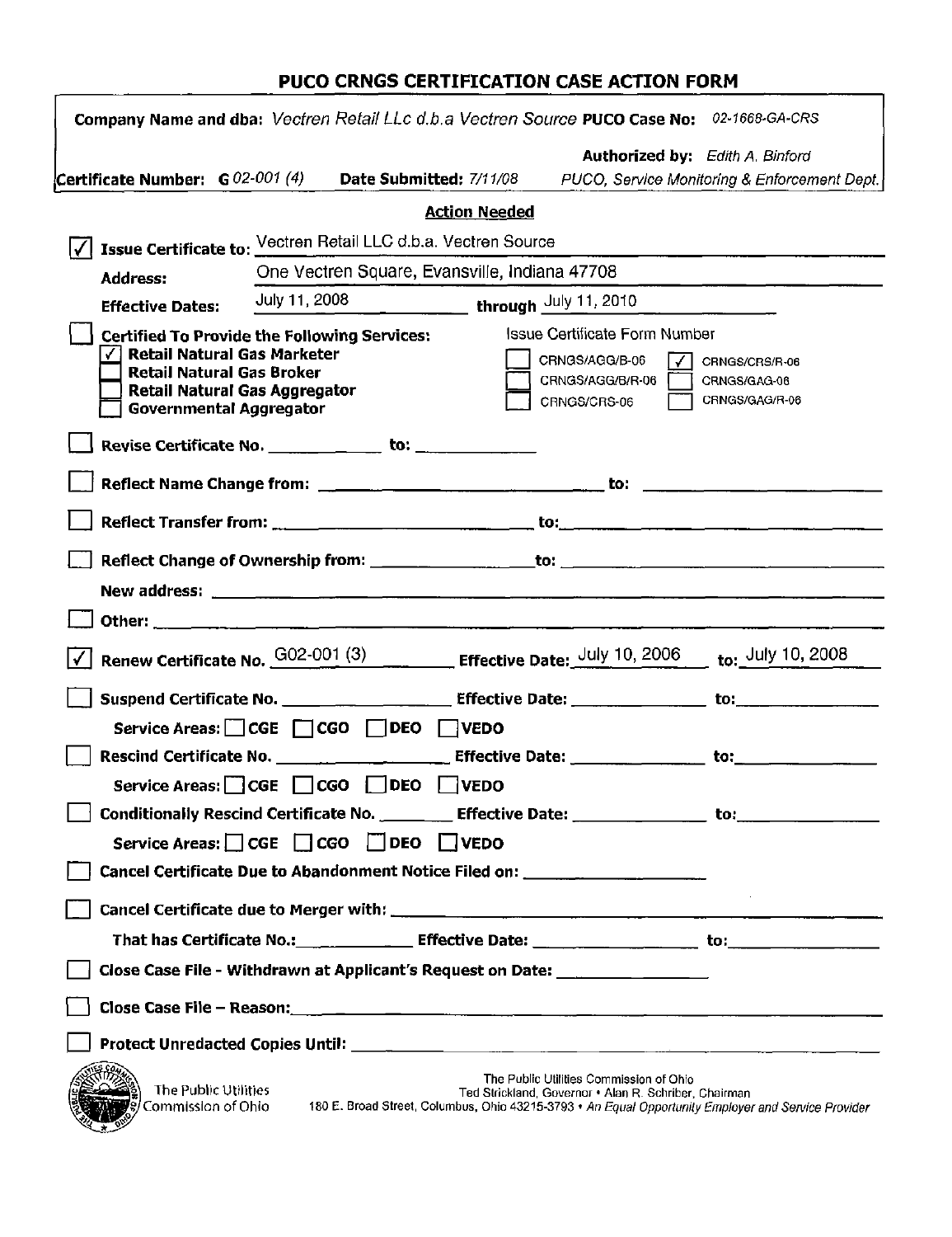# PUCO CRNGS CERTIFICATION CASE ACTION FORM

**Company Name and dba:** *Vectren Retail LLc d.b.a Vectren Source* **PUCO Case No:** *02-1668-GA-CRS*

**Certificate Number:** **G** *02-001 (4)* **Date Submitted:** *7/11/08* **Authorized by:** *Edith A. Binford* *PUCO, Service Monitoring & Enforcement Dept.*

## Action Needed

☑ **Issue Certificate to:** Vectren Retail LLC d.b.a. Vectren Source

**Address:** One Vectren Square, Evansville, Indiana 47708

**Effective Dates:** July 11, 2008 **through** July 11, 2010

☐ **Certified To Provide the Following Services:**

- ☑ **Retail Natural Gas Marketer**
- ☐ **Retail Natural Gas Broker**
- ☐ **Retail Natural Gas Aggregator**
- ☐ **Governmental Aggregator**

Issue Certificate Form Number

- ☐ CRNGS/AGG/B-06
- ☐ CRNGS/AGG/B/R-06
- ☐ CRNGS/CRS-06
- ☑ CRNGS/CRS/R-06
- ☐ CRNGS/GAG-06
- ☐ CRNGS/GAG/R-06

☐ **Revise Certificate No.** ____________ **to:** ____________

☐ **Reflect Name Change from:** ____________ **to:** ____________

☐ **Reflect Transfer from:** ____________ **to:** ____________

☐ **Reflect Change of Ownership from:** ____________ **to:** ____________

**New address:** ____________

☐ **Other:** ____________

☑ **Renew Certificate No.** G02-001 (3) **Effective Date:** July 10, 2006 **to:** July 10, 2008

☐ **Suspend Certificate No.** ____________ **Effective Date:** ____________ **to:** ____________

**Service Areas:** ☐ **CGE** ☐ **CGO** ☐ **DEO** ☐ **VEDO**

☐ **Rescind Certificate No.** ____________ **Effective Date:** ____________ **to:** ____________

**Service Areas:** ☐ **CGE** ☐ **CGO** ☐ **DEO** ☐ **VEDO**

☐ **Conditionally Rescind Certificate No.** ________ **Effective Date:** ____________ **to:** ____________

**Service Areas:** ☐ **CGE** ☐ **CGO** ☐ **DEO** ☐ **VEDO**

☐ **Cancel Certificate Due to Abandonment Notice Filed on:** ____________

☐ **Cancel Certificate due to Merger with:** ____________

**That has Certificate No.:** ____________ **Effective Date:** ____________ **to:** ____________

☐ **Close Case File - Withdrawn at Applicant's Request on Date:** ____________

☐ **Close Case File – Reason:** ____________

☐ **Protect Unredacted Copies Until:** ____________

The Public Utilities Commission of Ohio

The Public Utilities Commission of Ohio
Ted Strickland, Governor • Alan R. Schriber, Chairman
180 E. Broad Street, Columbus, Ohio 43215-3793 • *An Equal Opportunity Employer and Service Provider*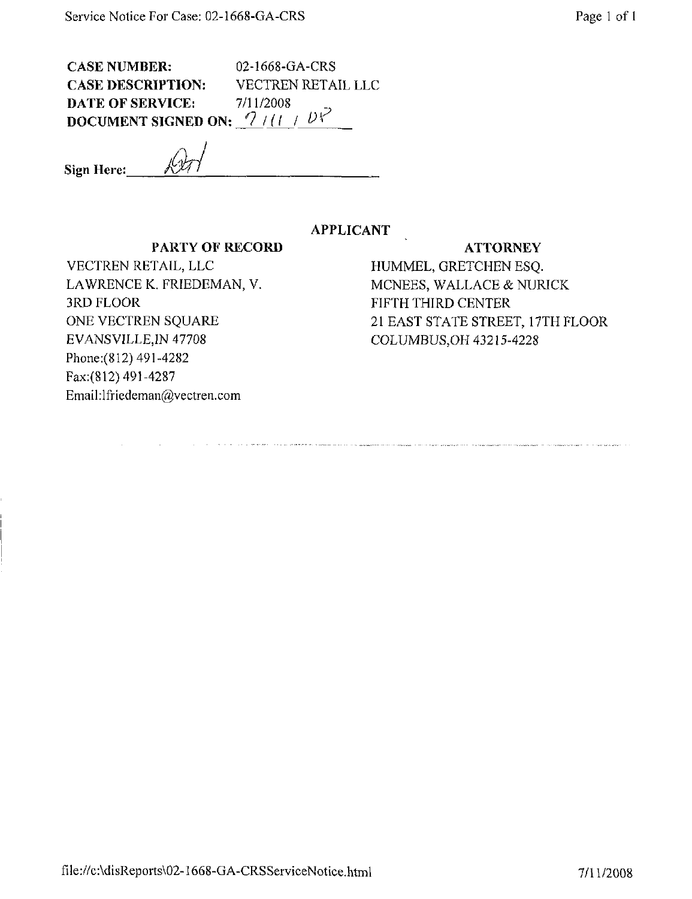**CASE NUMBER:** 02-1668-GA-CRS
**CASE DESCRIPTION:** VECTREN RETAIL LLC
**DATE OF SERVICE:** 7/11/2008
**DOCUMENT SIGNED ON:** 7/11/08

**Sign Here:** ____________

**APPLICANT**

**PARTY OF RECORD**

VECTREN RETAIL, LLC
LAWRENCE K. FRIEDEMAN, V.
3RD FLOOR
ONE VECTREN SQUARE
EVANSVILLE,IN 47708
Phone:(812) 491-4282
Fax:(812) 491-4287
Email:lfriedeman@vectren.com

**ATTORNEY**

HUMMEL, GRETCHEN ESQ.
MCNEES, WALLACE & NURICK
FIFTH THIRD CENTER
21 EAST STATE STREET, 17TH FLOOR
COLUMBUS,OH 43215-4228